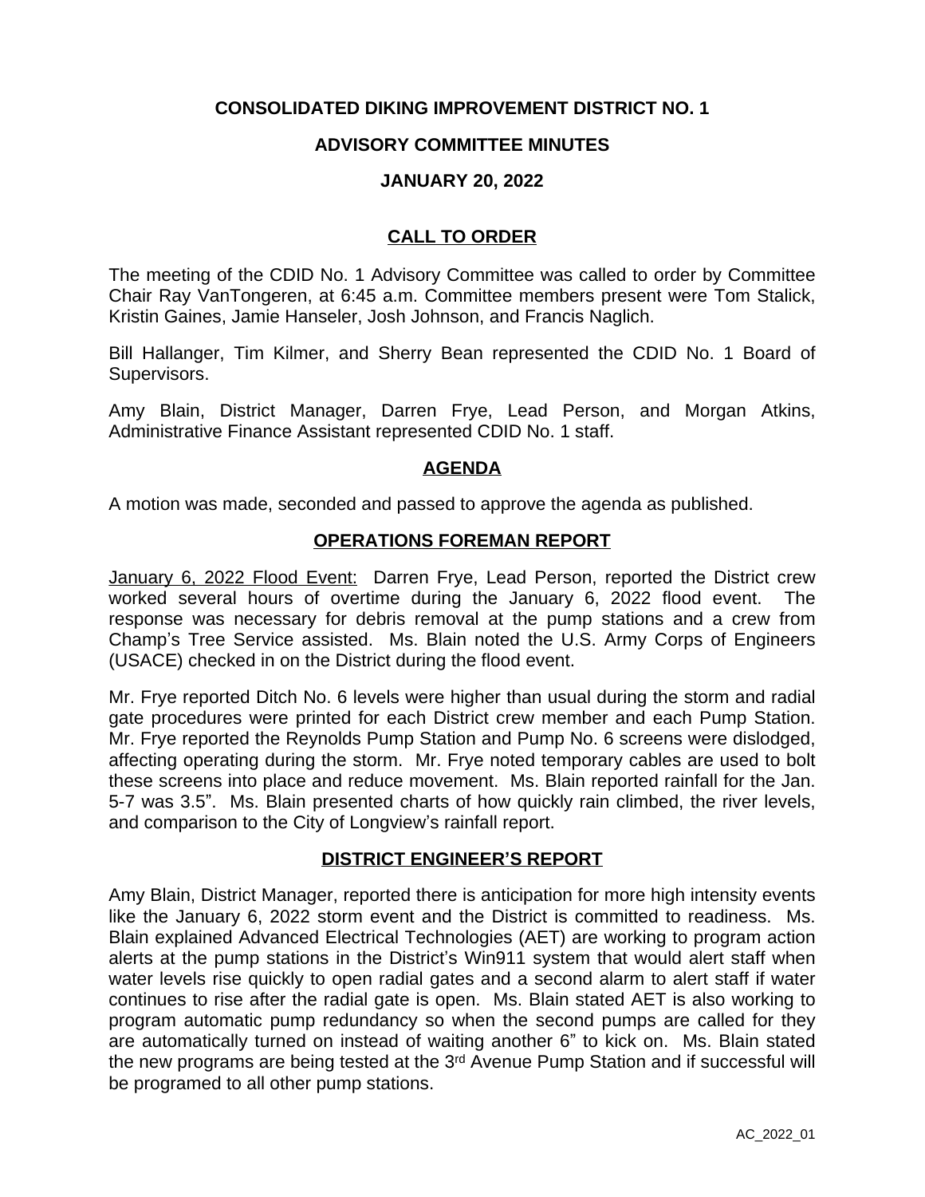# CONSOLIDATED DIKING IMPROVEMENT DISTRICT NO. 1

## ADVISORY COMMITTEE MINUTES

## JANUARY 20, 2022

### CALL TO ORDER

The meeting of the CDID No. 1 Advisory Committee was called to order by Committee Chair Ray VanTongeren, at 6:45 a.m. Committee members present were Tom Stalick, Kristin Gaines, Jamie Hanseler, Josh Johnson, and Francis Naglich.

Bill Hallanger, Tim Kilmer, and Sherry Bean represented the CDID No. 1 Board of Supervisors.

Amy Blain, District Manager, Darren Frye, Lead Person, and Morgan Atkins, Administrative Finance Assistant represented CDID No. 1 staff.

### AGENDA

A motion was made, seconded and passed to approve the agenda as published.

### OPERATIONS FOREMAN REPORT

January 6, 2022 Flood Event: Darren Frye, Lead Person, reported the District crew worked several hours of overtime during the January 6, 2022 flood event. The response was necessary for debris removal at the pump stations and a crew from Champ's Tree Service assisted. Ms. Blain noted the U.S. Army Corps of Engineers (USACE) checked in on the District during the flood event.

Mr. Frye reported Ditch No. 6 levels were higher than usual during the storm and radial gate procedures were printed for each District crew member and each Pump Station. Mr. Frye reported the Reynolds Pump Station and Pump No. 6 screens were dislodged, affecting operating during the storm. Mr. Frye noted temporary cables are used to bolt these screens into place and reduce movement. Ms. Blain reported rainfall for the Jan. 5-7 was 3.5". Ms. Blain presented charts of how quickly rain climbed, the river levels, and comparison to the City of Longview's rainfall report.

### DISTRICT ENGINEER'S REPORT

Amy Blain, District Manager, reported there is anticipation for more high intensity events like the January 6, 2022 storm event and the District is committed to readiness. Ms. Blain explained Advanced Electrical Technologies (AET) are working to program action alerts at the pump stations in the District's Win911 system that would alert staff when water levels rise quickly to open radial gates and a second alarm to alert staff if water continues to rise after the radial gate is open. Ms. Blain stated AET is also working to program automatic pump redundancy so when the second pumps are called for they are automatically turned on instead of waiting another 6" to kick on. Ms. Blain stated the new programs are being tested at the 3rd Avenue Pump Station and if successful will be programed to all other pump stations.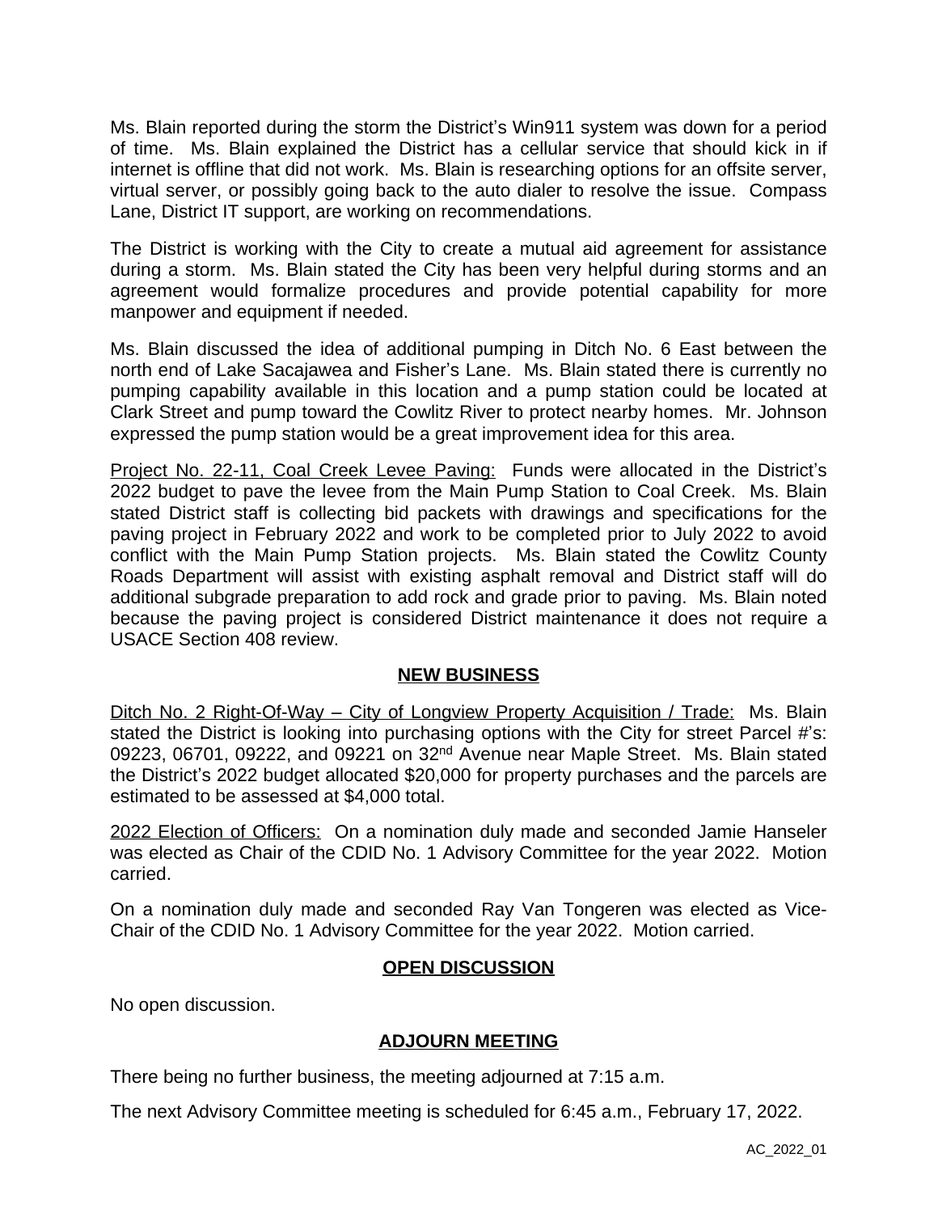Ms. Blain reported during the storm the District's Win911 system was down for a period of time. Ms. Blain explained the District has a cellular service that should kick in if internet is offline that did not work. Ms. Blain is researching options for an offsite server, virtual server, or possibly going back to the auto dialer to resolve the issue. Compass Lane, District IT support, are working on recommendations.

The District is working with the City to create a mutual aid agreement for assistance during a storm. Ms. Blain stated the City has been very helpful during storms and an agreement would formalize procedures and provide potential capability for more manpower and equipment if needed.

Ms. Blain discussed the idea of additional pumping in Ditch No. 6 East between the north end of Lake Sacajawea and Fisher's Lane. Ms. Blain stated there is currently no pumping capability available in this location and a pump station could be located at Clark Street and pump toward the Cowlitz River to protect nearby homes. Mr. Johnson expressed the pump station would be a great improvement idea for this area.

Project No. 22-11, Coal Creek Levee Paving: Funds were allocated in the District's 2022 budget to pave the levee from the Main Pump Station to Coal Creek. Ms. Blain stated District staff is collecting bid packets with drawings and specifications for the paving project in February 2022 and work to be completed prior to July 2022 to avoid conflict with the Main Pump Station projects. Ms. Blain stated the Cowlitz County Roads Department will assist with existing asphalt removal and District staff will do additional subgrade preparation to add rock and grade prior to paving. Ms. Blain noted because the paving project is considered District maintenance it does not require a USACE Section 408 review.

## NEW BUSINESS

Ditch No. 2 Right-Of-Way – City of Longview Property Acquisition / Trade: Ms. Blain stated the District is looking into purchasing options with the City for street Parcel #'s: 09223, 06701, 09222, and 09221 on 32nd Avenue near Maple Street. Ms. Blain stated the District's 2022 budget allocated $20,000 for property purchases and the parcels are estimated to be assessed at $4,000 total.

2022 Election of Officers: On a nomination duly made and seconded Jamie Hanseler was elected as Chair of the CDID No. 1 Advisory Committee for the year 2022. Motion carried.

On a nomination duly made and seconded Ray Van Tongeren was elected as Vice-Chair of the CDID No. 1 Advisory Committee for the year 2022. Motion carried.

## OPEN DISCUSSION

No open discussion.

## ADJOURN MEETING

There being no further business, the meeting adjourned at 7:15 a.m.

The next Advisory Committee meeting is scheduled for 6:45 a.m., February 17, 2022.

AC_2022_01